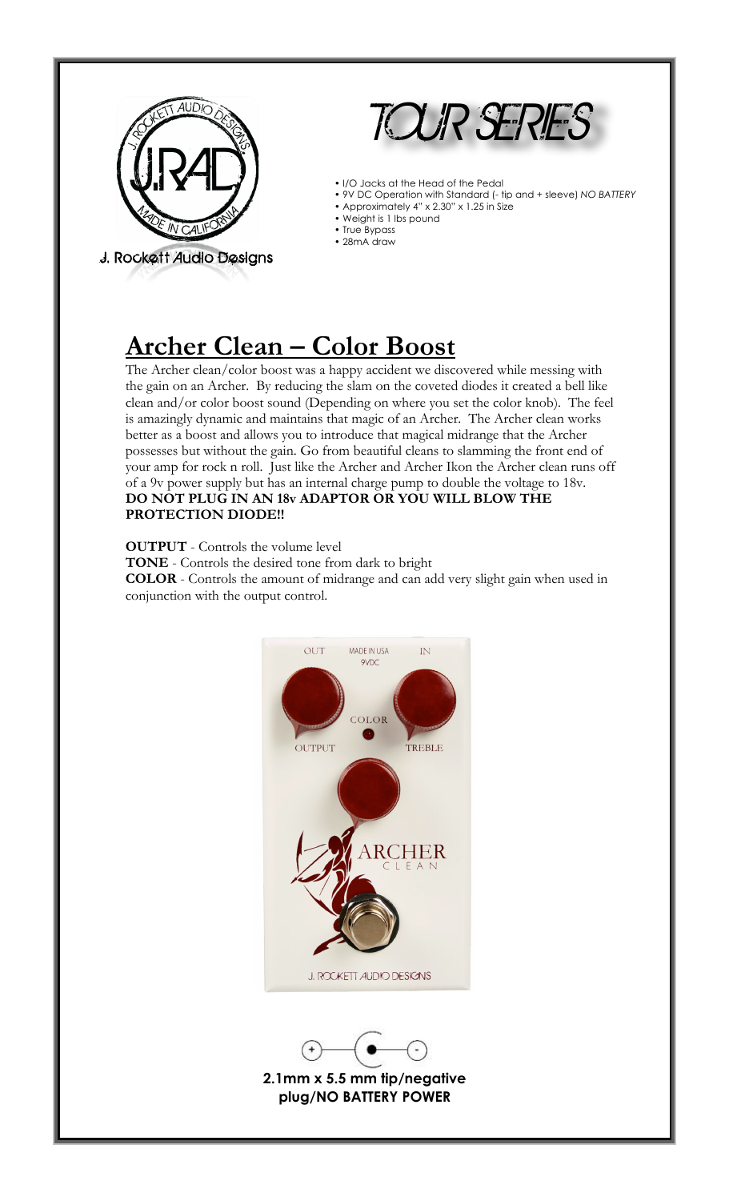J. Rockett Audio Designs

# TOUR SERIES

- I/O Jacks at the Head of the Pedal
- 9V DC Operation with Standard (- tip and + sleeve) *NO BATTERY*
- Approximately 4" x 2.30" x 1.25 in Size
- Weight is 1 lbs pound
- True Bypass
- 28mA draw

## Archer Clean – Color Boost

The Archer clean/color boost was a happy accident we discovered while messing with the gain on an Archer. By reducing the slam on the coveted diodes it created a bell like clean and/or color boost sound (Depending on where you set the color knob). The feel is amazingly dynamic and maintains that magic of an Archer. The Archer clean works better as a boost and allows you to introduce that magical midrange that the Archer possesses but without the gain. Go from beautiful cleans to slamming the front end of your amp for rock n roll. Just like the Archer and Archer Ikon the Archer clean runs off of a 9v power supply but has an internal charge pump to double the voltage to 18v. **DO NOT PLUG IN AN 18v ADAPTOR OR YOU WILL BLOW THE PROTECTION DIODE!!**

**OUTPUT** - Controls the volume level
**TONE** - Controls the desired tone from dark to bright
**COLOR** - Controls the amount of midrange and can add very slight gain when used in conjunction with the output control.

**2.1mm x 5.5 mm tip/negative plug/NO BATTERY POWER**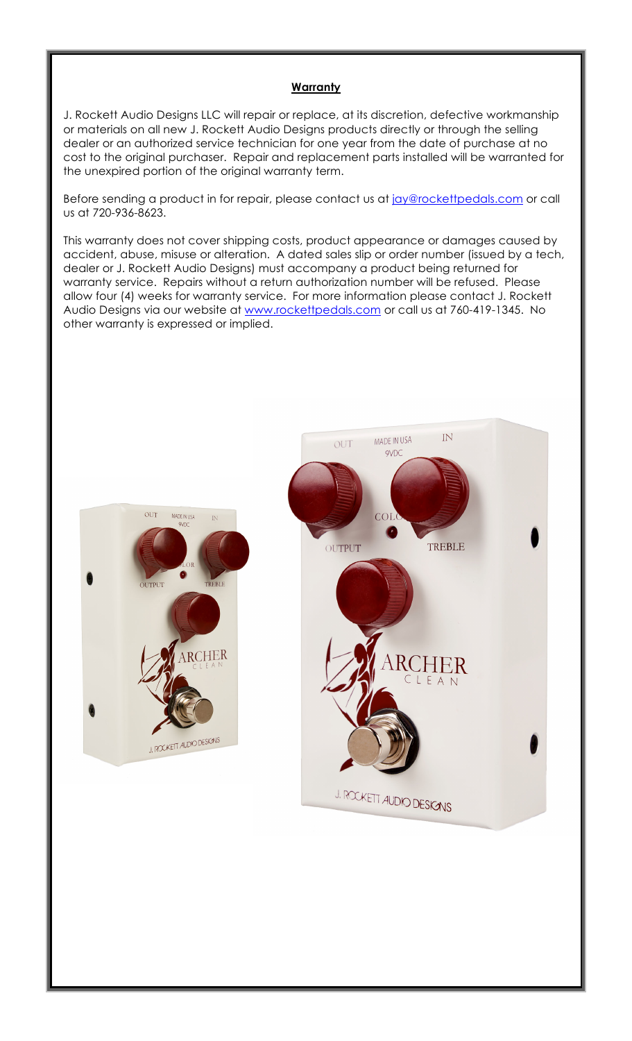## Warranty

J. Rockett Audio Designs LLC will repair or replace, at its discretion, defective workmanship or materials on all new J. Rockett Audio Designs products directly or through the selling dealer or an authorized service technician for one year from the date of purchase at no cost to the original purchaser. Repair and replacement parts installed will be warranted for the unexpired portion of the original warranty term.

Before sending a product in for repair, please contact us at jay@rockettpedals.com or call us at 720-936-8623.

This warranty does not cover shipping costs, product appearance or damages caused by accident, abuse, misuse or alteration. A dated sales slip or order number (issued by a tech, dealer or J. Rockett Audio Designs) must accompany a product being returned for warranty service. Repairs without a return authorization number will be refused. Please allow four (4) weeks for warranty service. For more information please contact J. Rockett Audio Designs via our website at www.rockettpedals.com or call us at 760-419-1345. No other warranty is expressed or implied.